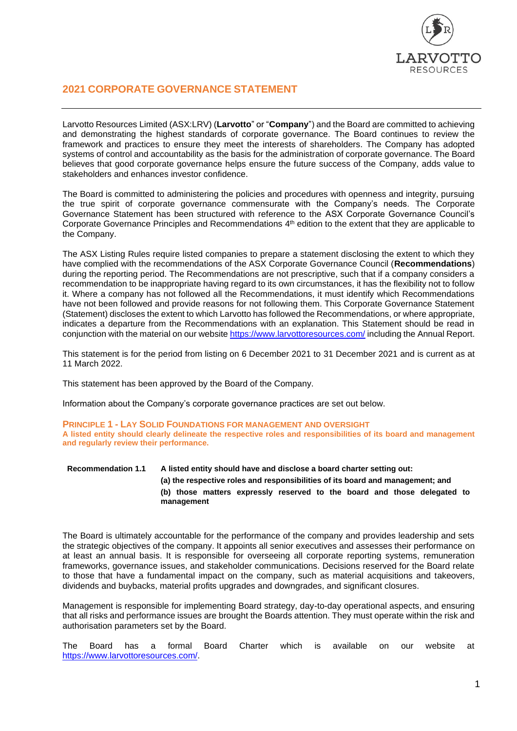# 2021 CORPORATE GOVERNANCE STATEMENT

Larvotto Resources Limited (ASX:LRV) (**Larvotto**" or "**Company**") and the Board are committed to achieving and demonstrating the highest standards of corporate governance. The Board continues to review the framework and practices to ensure they meet the interests of shareholders. The Company has adopted systems of control and accountability as the basis for the administration of corporate governance. The Board believes that good corporate governance helps ensure the future success of the Company, adds value to stakeholders and enhances investor confidence.

The Board is committed to administering the policies and procedures with openness and integrity, pursuing the true spirit of corporate governance commensurate with the Company's needs. The Corporate Governance Statement has been structured with reference to the ASX Corporate Governance Council's Corporate Governance Principles and Recommendations 4th edition to the extent that they are applicable to the Company.

The ASX Listing Rules require listed companies to prepare a statement disclosing the extent to which they have complied with the recommendations of the ASX Corporate Governance Council (**Recommendations**) during the reporting period. The Recommendations are not prescriptive, such that if a company considers a recommendation to be inappropriate having regard to its own circumstances, it has the flexibility not to follow it. Where a company has not followed all the Recommendations, it must identify which Recommendations have not been followed and provide reasons for not following them. This Corporate Governance Statement (Statement) discloses the extent to which Larvotto has followed the Recommendations, or where appropriate, indicates a departure from the Recommendations with an explanation. This Statement should be read in conjunction with the material on our website https://www.larvottoresources.com/ including the Annual Report.

This statement is for the period from listing on 6 December 2021 to 31 December 2021 and is current as at 11 March 2022.

This statement has been approved by the Board of the Company.

Information about the Company's corporate governance practices are set out below.

## PRINCIPLE 1 - LAY SOLID FOUNDATIONS FOR MANAGEMENT AND OVERSIGHT

**A listed entity should clearly delineate the respective roles and responsibilities of its board and management and regularly review their performance.**

**Recommendation 1.1** **A listed entity should have and disclose a board charter setting out:**

**(a) the respective roles and responsibilities of its board and management; and**

**(b) those matters expressly reserved to the board and those delegated to management**

The Board is ultimately accountable for the performance of the company and provides leadership and sets the strategic objectives of the company. It appoints all senior executives and assesses their performance on at least an annual basis. It is responsible for overseeing all corporate reporting systems, remuneration frameworks, governance issues, and stakeholder communications. Decisions reserved for the Board relate to those that have a fundamental impact on the company, such as material acquisitions and takeovers, dividends and buybacks, material profits upgrades and downgrades, and significant closures.

Management is responsible for implementing Board strategy, day-to-day operational aspects, and ensuring that all risks and performance issues are brought the Boards attention. They must operate within the risk and authorisation parameters set by the Board.

The Board has a formal Board Charter which is available on our website at https://www.larvottoresources.com/.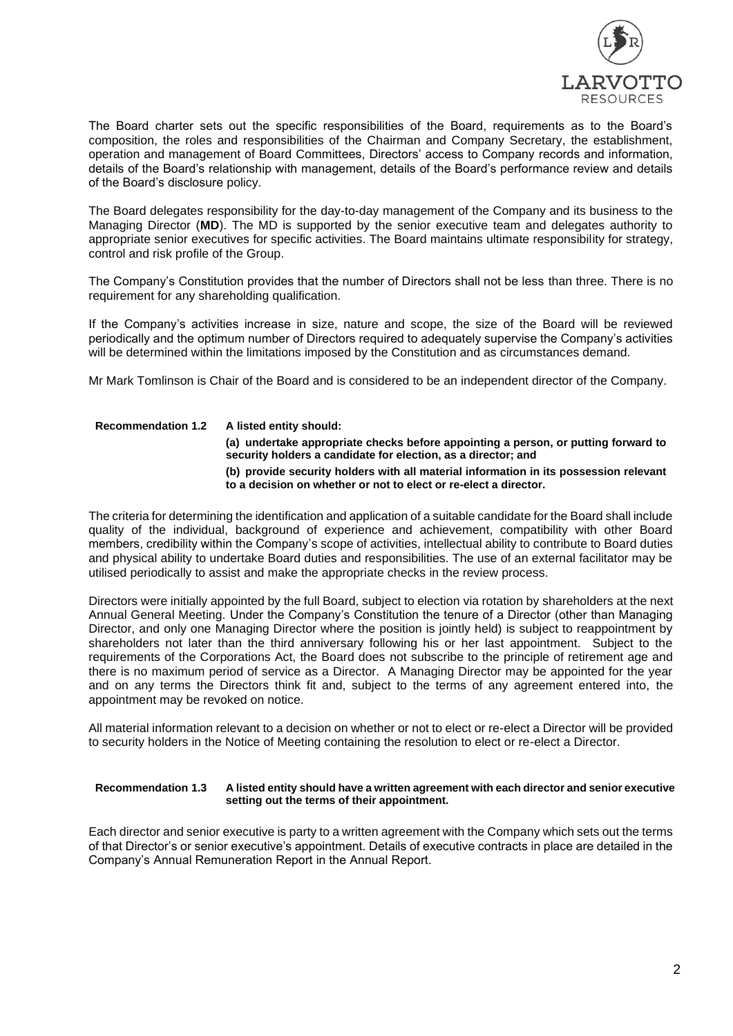The Board charter sets out the specific responsibilities of the Board, requirements as to the Board's composition, the roles and responsibilities of the Chairman and Company Secretary, the establishment, operation and management of Board Committees, Directors' access to Company records and information, details of the Board's relationship with management, details of the Board's performance review and details of the Board's disclosure policy.

The Board delegates responsibility for the day-to-day management of the Company and its business to the Managing Director (**MD**). The MD is supported by the senior executive team and delegates authority to appropriate senior executives for specific activities. The Board maintains ultimate responsibility for strategy, control and risk profile of the Group.

The Company's Constitution provides that the number of Directors shall not be less than three. There is no requirement for any shareholding qualification.

If the Company's activities increase in size, nature and scope, the size of the Board will be reviewed periodically and the optimum number of Directors required to adequately supervise the Company's activities will be determined within the limitations imposed by the Constitution and as circumstances demand.

Mr Mark Tomlinson is Chair of the Board and is considered to be an independent director of the Company.

**Recommendation 1.2 A listed entity should:**

**(a) undertake appropriate checks before appointing a person, or putting forward to security holders a candidate for election, as a director; and**

**(b) provide security holders with all material information in its possession relevant to a decision on whether or not to elect or re-elect a director.**

The criteria for determining the identification and application of a suitable candidate for the Board shall include quality of the individual, background of experience and achievement, compatibility with other Board members, credibility within the Company's scope of activities, intellectual ability to contribute to Board duties and physical ability to undertake Board duties and responsibilities. The use of an external facilitator may be utilised periodically to assist and make the appropriate checks in the review process.

Directors were initially appointed by the full Board, subject to election via rotation by shareholders at the next Annual General Meeting. Under the Company's Constitution the tenure of a Director (other than Managing Director, and only one Managing Director where the position is jointly held) is subject to reappointment by shareholders not later than the third anniversary following his or her last appointment. Subject to the requirements of the Corporations Act, the Board does not subscribe to the principle of retirement age and there is no maximum period of service as a Director. A Managing Director may be appointed for the year and on any terms the Directors think fit and, subject to the terms of any agreement entered into, the appointment may be revoked on notice.

All material information relevant to a decision on whether or not to elect or re-elect a Director will be provided to security holders in the Notice of Meeting containing the resolution to elect or re-elect a Director.

**Recommendation 1.3 A listed entity should have a written agreement with each director and senior executive setting out the terms of their appointment.**

Each director and senior executive is party to a written agreement with the Company which sets out the terms of that Director's or senior executive's appointment. Details of executive contracts in place are detailed in the Company's Annual Remuneration Report in the Annual Report.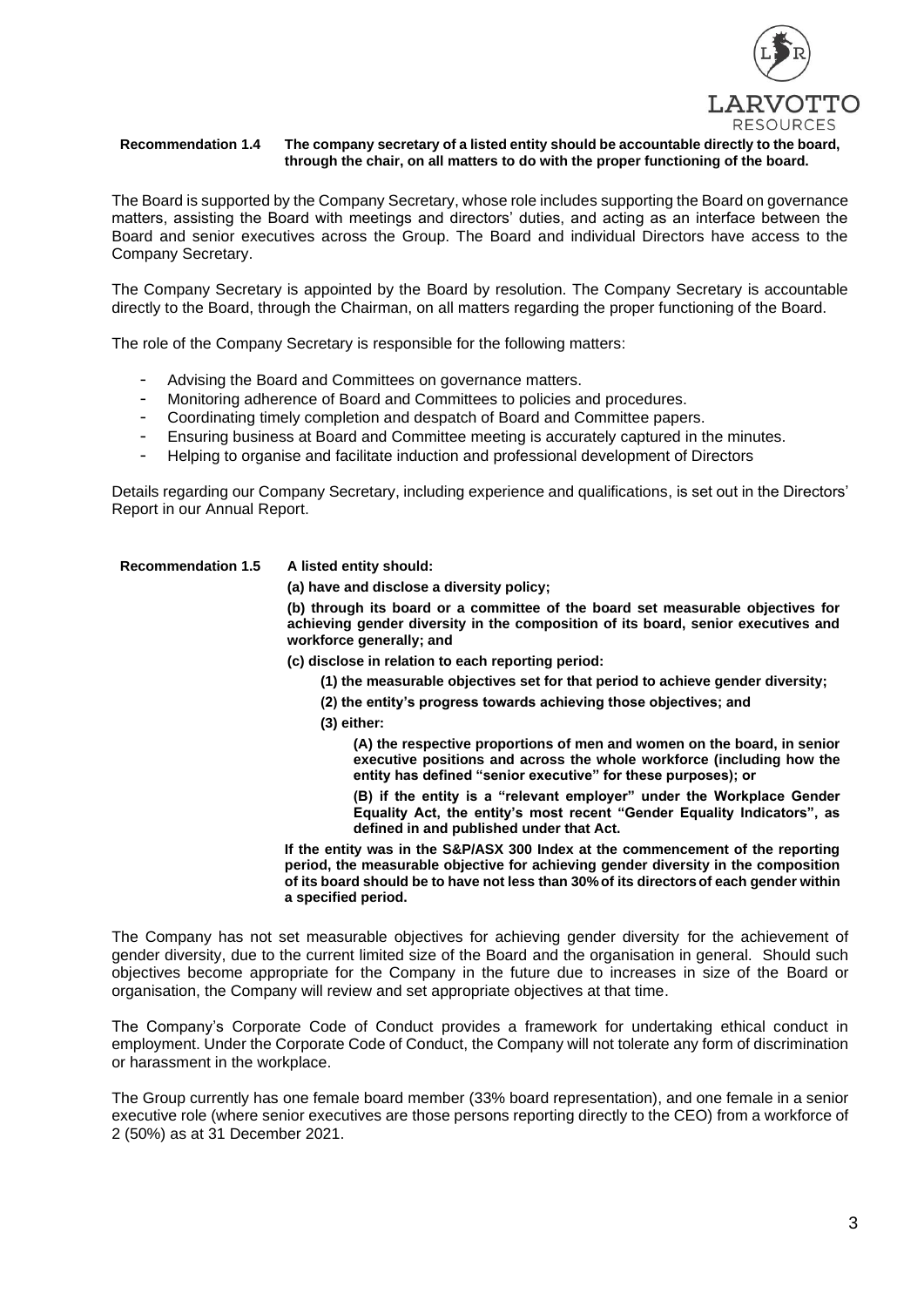**Recommendation 1.4 The company secretary of a listed entity should be accountable directly to the board, through the chair, on all matters to do with the proper functioning of the board.**

The Board is supported by the Company Secretary, whose role includes supporting the Board on governance matters, assisting the Board with meetings and directors' duties, and acting as an interface between the Board and senior executives across the Group. The Board and individual Directors have access to the Company Secretary.

The Company Secretary is appointed by the Board by resolution. The Company Secretary is accountable directly to the Board, through the Chairman, on all matters regarding the proper functioning of the Board.

The role of the Company Secretary is responsible for the following matters:

- Advising the Board and Committees on governance matters.
- Monitoring adherence of Board and Committees to policies and procedures.
- Coordinating timely completion and despatch of Board and Committee papers.
- Ensuring business at Board and Committee meeting is accurately captured in the minutes.
- Helping to organise and facilitate induction and professional development of Directors

Details regarding our Company Secretary, including experience and qualifications, is set out in the Directors' Report in our Annual Report.

**Recommendation 1.5 A listed entity should:**

**(a) have and disclose a diversity policy;**

**(b) through its board or a committee of the board set measurable objectives for achieving gender diversity in the composition of its board, senior executives and workforce generally; and**

**(c) disclose in relation to each reporting period:**

**(1) the measurable objectives set for that period to achieve gender diversity;**

**(2) the entity's progress towards achieving those objectives; and**

**(3) either:**

**(A) the respective proportions of men and women on the board, in senior executive positions and across the whole workforce (including how the entity has defined "senior executive" for these purposes); or**

**(B) if the entity is a "relevant employer" under the Workplace Gender Equality Act, the entity's most recent "Gender Equality Indicators", as defined in and published under that Act.**

**If the entity was in the S&P/ASX 300 Index at the commencement of the reporting period, the measurable objective for achieving gender diversity in the composition of its board should be to have not less than 30% of its directors of each gender within a specified period.**

The Company has not set measurable objectives for achieving gender diversity for the achievement of gender diversity, due to the current limited size of the Board and the organisation in general. Should such objectives become appropriate for the Company in the future due to increases in size of the Board or organisation, the Company will review and set appropriate objectives at that time.

The Company's Corporate Code of Conduct provides a framework for undertaking ethical conduct in employment. Under the Corporate Code of Conduct, the Company will not tolerate any form of discrimination or harassment in the workplace.

The Group currently has one female board member (33% board representation), and one female in a senior executive role (where senior executives are those persons reporting directly to the CEO) from a workforce of 2 (50%) as at 31 December 2021.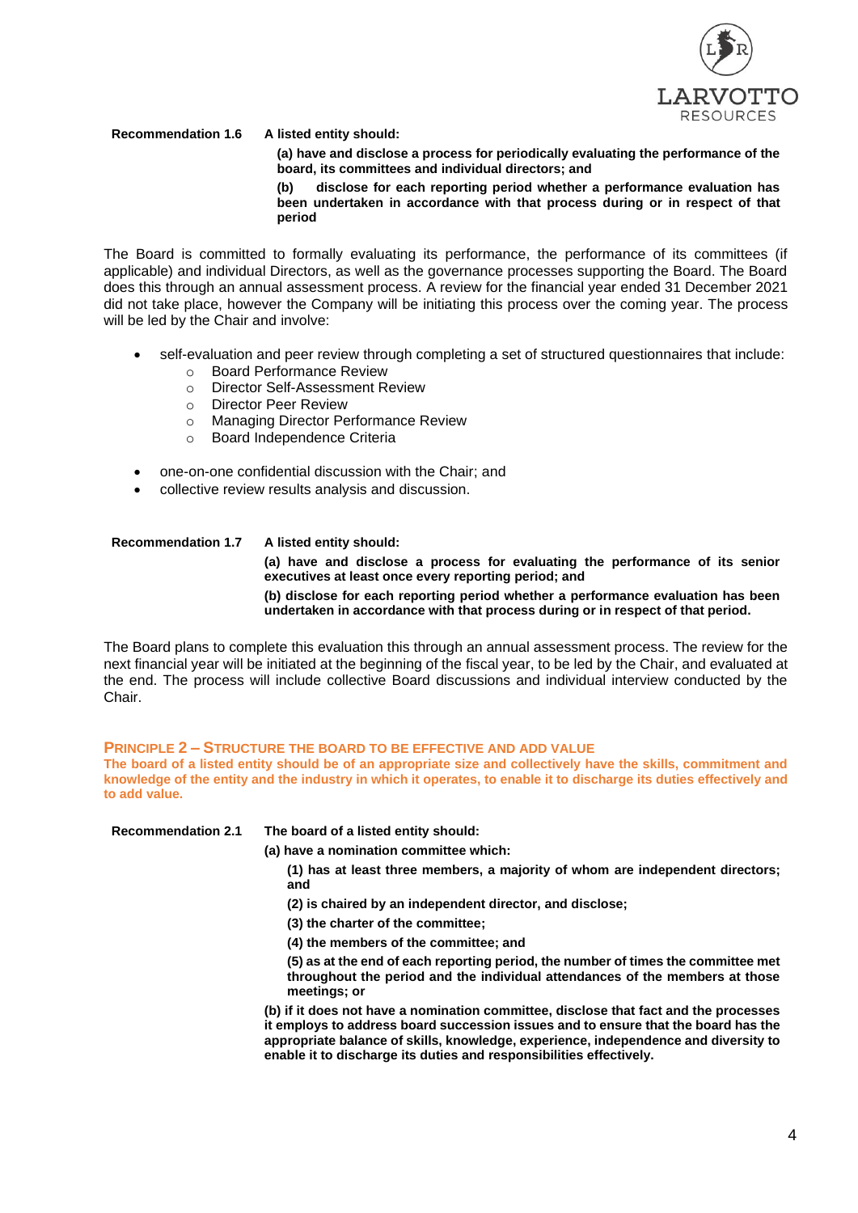**Recommendation 1.6** **A listed entity should:**

**(a) have and disclose a process for periodically evaluating the performance of the board, its committees and individual directors; and**

**(b) disclose for each reporting period whether a performance evaluation has been undertaken in accordance with that process during or in respect of that period**

The Board is committed to formally evaluating its performance, the performance of its committees (if applicable) and individual Directors, as well as the governance processes supporting the Board. The Board does this through an annual assessment process. A review for the financial year ended 31 December 2021 did not take place, however the Company will be initiating this process over the coming year. The process will be led by the Chair and involve:

- self-evaluation and peer review through completing a set of structured questionnaires that include:
  - Board Performance Review
  - Director Self-Assessment Review
  - Director Peer Review
  - Managing Director Performance Review
  - Board Independence Criteria
- one-on-one confidential discussion with the Chair; and
- collective review results analysis and discussion.

**Recommendation 1.7** **A listed entity should:**

**(a) have and disclose a process for evaluating the performance of its senior executives at least once every reporting period; and**

**(b) disclose for each reporting period whether a performance evaluation has been undertaken in accordance with that process during or in respect of that period.**

The Board plans to complete this evaluation this through an annual assessment process. The review for the next financial year will be initiated at the beginning of the fiscal year, to be led by the Chair, and evaluated at the end. The process will include collective Board discussions and individual interview conducted by the Chair.

## PRINCIPLE 2 – STRUCTURE THE BOARD TO BE EFFECTIVE AND ADD VALUE

**The board of a listed entity should be of an appropriate size and collectively have the skills, commitment and knowledge of the entity and the industry in which it operates, to enable it to discharge its duties effectively and to add value.**

**Recommendation 2.1** **The board of a listed entity should:**

**(a) have a nomination committee which:**

**(1) has at least three members, a majority of whom are independent directors; and**

**(2) is chaired by an independent director, and disclose;**

**(3) the charter of the committee;**

**(4) the members of the committee; and**

**(5) as at the end of each reporting period, the number of times the committee met throughout the period and the individual attendances of the members at those meetings; or**

**(b) if it does not have a nomination committee, disclose that fact and the processes it employs to address board succession issues and to ensure that the board has the appropriate balance of skills, knowledge, experience, independence and diversity to enable it to discharge its duties and responsibilities effectively.**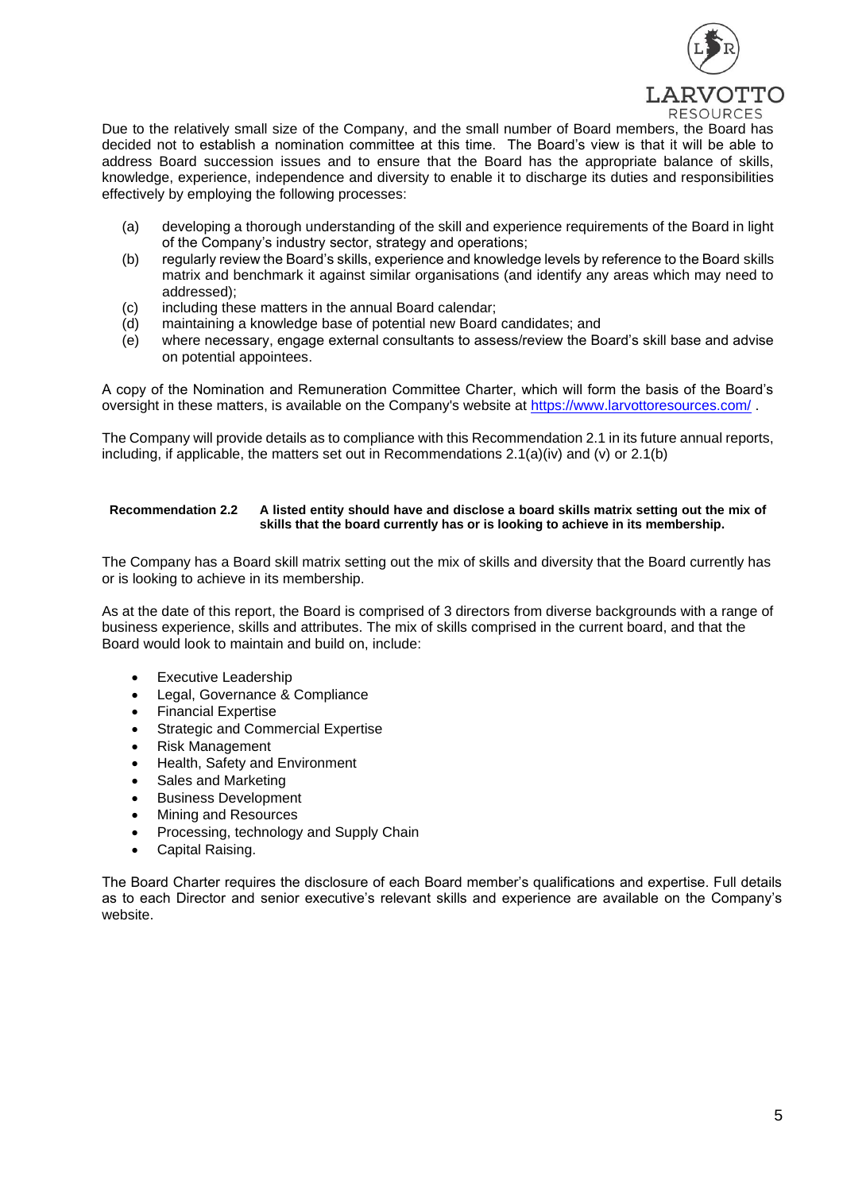Due to the relatively small size of the Company, and the small number of Board members, the Board has decided not to establish a nomination committee at this time. The Board's view is that it will be able to address Board succession issues and to ensure that the Board has the appropriate balance of skills, knowledge, experience, independence and diversity to enable it to discharge its duties and responsibilities effectively by employing the following processes:

(a) developing a thorough understanding of the skill and experience requirements of the Board in light of the Company's industry sector, strategy and operations;
(b) regularly review the Board's skills, experience and knowledge levels by reference to the Board skills matrix and benchmark it against similar organisations (and identify any areas which may need to addressed);
(c) including these matters in the annual Board calendar;
(d) maintaining a knowledge base of potential new Board candidates; and
(e) where necessary, engage external consultants to assess/review the Board's skill base and advise on potential appointees.

A copy of the Nomination and Remuneration Committee Charter, which will form the basis of the Board's oversight in these matters, is available on the Company's website at https://www.larvottoresources.com/ .

The Company will provide details as to compliance with this Recommendation 2.1 in its future annual reports, including, if applicable, the matters set out in Recommendations 2.1(a)(iv) and (v) or 2.1(b)

**Recommendation 2.2 A listed entity should have and disclose a board skills matrix setting out the mix of skills that the board currently has or is looking to achieve in its membership.**

The Company has a Board skill matrix setting out the mix of skills and diversity that the Board currently has or is looking to achieve in its membership.

As at the date of this report, the Board is comprised of 3 directors from diverse backgrounds with a range of business experience, skills and attributes. The mix of skills comprised in the current board, and that the Board would look to maintain and build on, include:

- Executive Leadership
- Legal, Governance & Compliance
- Financial Expertise
- Strategic and Commercial Expertise
- Risk Management
- Health, Safety and Environment
- Sales and Marketing
- Business Development
- Mining and Resources
- Processing, technology and Supply Chain
- Capital Raising.

The Board Charter requires the disclosure of each Board member's qualifications and expertise. Full details as to each Director and senior executive's relevant skills and experience are available on the Company's website.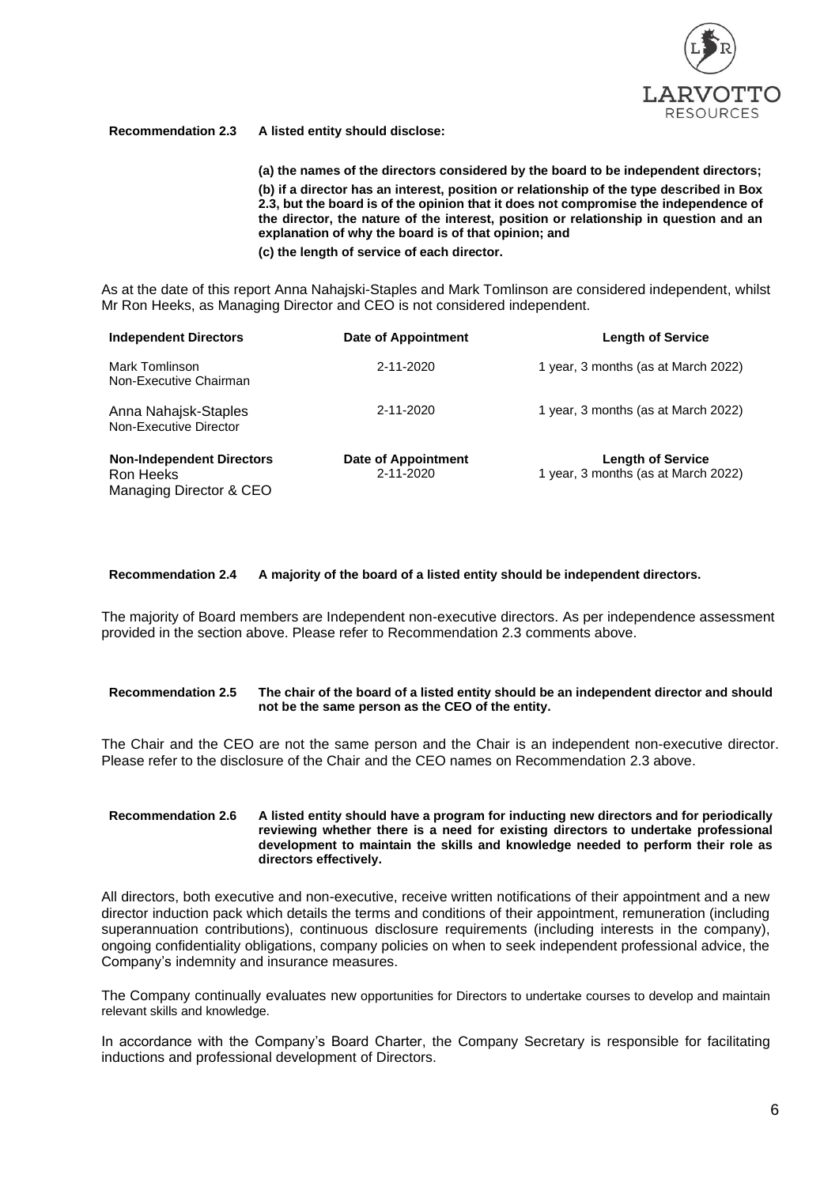**Recommendation 2.3 A listed entity should disclose:**

**(a) the names of the directors considered by the board to be independent directors;**

**(b) if a director has an interest, position or relationship of the type described in Box 2.3, but the board is of the opinion that it does not compromise the independence of the director, the nature of the interest, position or relationship in question and an explanation of why the board is of that opinion; and**

**(c) the length of service of each director.**

As at the date of this report Anna Nahajski-Staples and Mark Tomlinson are considered independent, whilst Mr Ron Heeks, as Managing Director and CEO is not considered independent.

| **Independent Directors** | **Date of Appointment** | **Length of Service** |
|---|---|---|
| Mark Tomlinson<br>Non-Executive Chairman | 2-11-2020 | 1 year, 3 months (as at March 2022) |
| Anna Nahajsk-Staples<br>Non-Executive Director | 2-11-2020 | 1 year, 3 months (as at March 2022) |
| **Non-Independent Directors** | **Date of Appointment** | **Length of Service** |
| Ron Heeks<br>Managing Director & CEO | 2-11-2020 | 1 year, 3 months (as at March 2022) |

**Recommendation 2.4 A majority of the board of a listed entity should be independent directors.**

The majority of Board members are Independent non-executive directors. As per independence assessment provided in the section above. Please refer to Recommendation 2.3 comments above.

**Recommendation 2.5 The chair of the board of a listed entity should be an independent director and should not be the same person as the CEO of the entity.**

The Chair and the CEO are not the same person and the Chair is an independent non-executive director. Please refer to the disclosure of the Chair and the CEO names on Recommendation 2.3 above.

**Recommendation 2.6 A listed entity should have a program for inducting new directors and for periodically reviewing whether there is a need for existing directors to undertake professional development to maintain the skills and knowledge needed to perform their role as directors effectively.**

All directors, both executive and non-executive, receive written notifications of their appointment and a new director induction pack which details the terms and conditions of their appointment, remuneration (including superannuation contributions), continuous disclosure requirements (including interests in the company), ongoing confidentiality obligations, company policies on when to seek independent professional advice, the Company's indemnity and insurance measures.

The Company continually evaluates new opportunities for Directors to undertake courses to develop and maintain relevant skills and knowledge.

In accordance with the Company's Board Charter, the Company Secretary is responsible for facilitating inductions and professional development of Directors.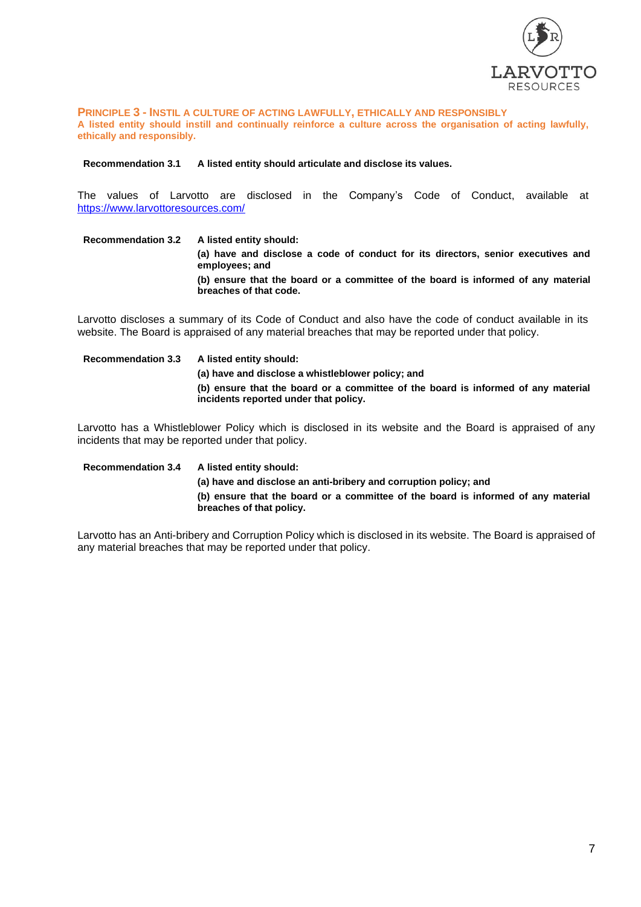## PRINCIPLE 3 - INSTIL A CULTURE OF ACTING LAWFULLY, ETHICALLY AND RESPONSIBLY

**A listed entity should instill and continually reinforce a culture across the organisation of acting lawfully, ethically and responsibly.**

**Recommendation 3.1** **A listed entity should articulate and disclose its values.**

The values of Larvotto are disclosed in the Company's Code of Conduct, available at https://www.larvottoresources.com/

**Recommendation 3.2** **A listed entity should:**

**(a) have and disclose a code of conduct for its directors, senior executives and employees; and**

**(b) ensure that the board or a committee of the board is informed of any material breaches of that code.**

Larvotto discloses a summary of its Code of Conduct and also have the code of conduct available in its website. The Board is appraised of any material breaches that may be reported under that policy.

**Recommendation 3.3** **A listed entity should:**

**(a) have and disclose a whistleblower policy; and**

**(b) ensure that the board or a committee of the board is informed of any material incidents reported under that policy.**

Larvotto has a Whistleblower Policy which is disclosed in its website and the Board is appraised of any incidents that may be reported under that policy.

**Recommendation 3.4** **A listed entity should:**

**(a) have and disclose an anti-bribery and corruption policy; and**

**(b) ensure that the board or a committee of the board is informed of any material breaches of that policy.**

Larvotto has an Anti-bribery and Corruption Policy which is disclosed in its website. The Board is appraised of any material breaches that may be reported under that policy.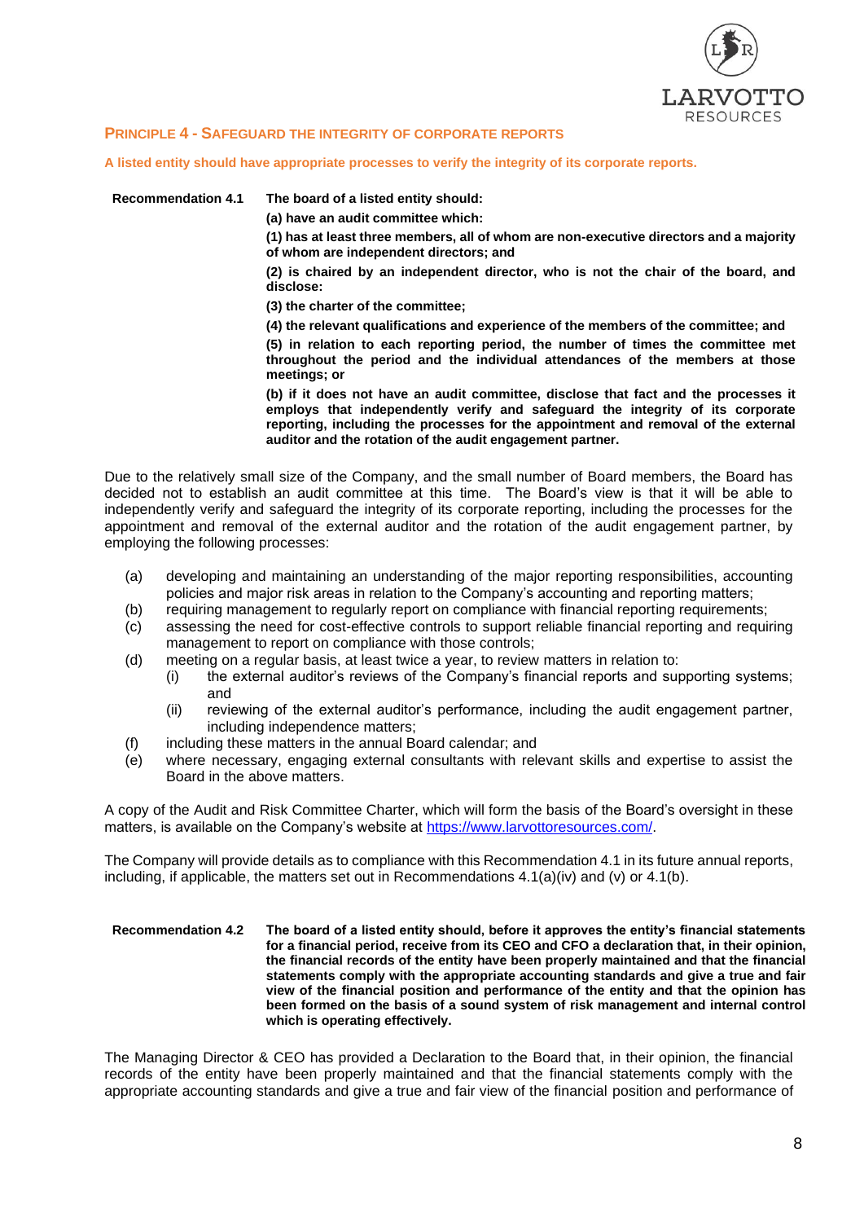## PRINCIPLE 4 - SAFEGUARD THE INTEGRITY OF CORPORATE REPORTS

**A listed entity should have appropriate processes to verify the integrity of its corporate reports.**

**Recommendation 4.1** **The board of a listed entity should:**

**(a) have an audit committee which:**

**(1) has at least three members, all of whom are non-executive directors and a majority of whom are independent directors; and**

**(2) is chaired by an independent director, who is not the chair of the board, and disclose:**

**(3) the charter of the committee;**

**(4) the relevant qualifications and experience of the members of the committee; and**

**(5) in relation to each reporting period, the number of times the committee met throughout the period and the individual attendances of the members at those meetings; or**

**(b) if it does not have an audit committee, disclose that fact and the processes it employs that independently verify and safeguard the integrity of its corporate reporting, including the processes for the appointment and removal of the external auditor and the rotation of the audit engagement partner.**

Due to the relatively small size of the Company, and the small number of Board members, the Board has decided not to establish an audit committee at this time. The Board's view is that it will be able to independently verify and safeguard the integrity of its corporate reporting, including the processes for the appointment and removal of the external auditor and the rotation of the audit engagement partner, by employing the following processes:

(a) developing and maintaining an understanding of the major reporting responsibilities, accounting policies and major risk areas in relation to the Company's accounting and reporting matters;

(b) requiring management to regularly report on compliance with financial reporting requirements;

(c) assessing the need for cost-effective controls to support reliable financial reporting and requiring management to report on compliance with those controls;

(d) meeting on a regular basis, at least twice a year, to review matters in relation to:
 - (i) the external auditor's reviews of the Company's financial reports and supporting systems; and
 - (ii) reviewing of the external auditor's performance, including the audit engagement partner, including independence matters;

(f) including these matters in the annual Board calendar; and

(e) where necessary, engaging external consultants with relevant skills and expertise to assist the Board in the above matters.

A copy of the Audit and Risk Committee Charter, which will form the basis of the Board's oversight in these matters, is available on the Company's website at https://www.larvottoresources.com/.

The Company will provide details as to compliance with this Recommendation 4.1 in its future annual reports, including, if applicable, the matters set out in Recommendations 4.1(a)(iv) and (v) or 4.1(b).

**Recommendation 4.2** **The board of a listed entity should, before it approves the entity's financial statements for a financial period, receive from its CEO and CFO a declaration that, in their opinion, the financial records of the entity have been properly maintained and that the financial statements comply with the appropriate accounting standards and give a true and fair view of the financial position and performance of the entity and that the opinion has been formed on the basis of a sound system of risk management and internal control which is operating effectively.**

The Managing Director & CEO has provided a Declaration to the Board that, in their opinion, the financial records of the entity have been properly maintained and that the financial statements comply with the appropriate accounting standards and give a true and fair view of the financial position and performance of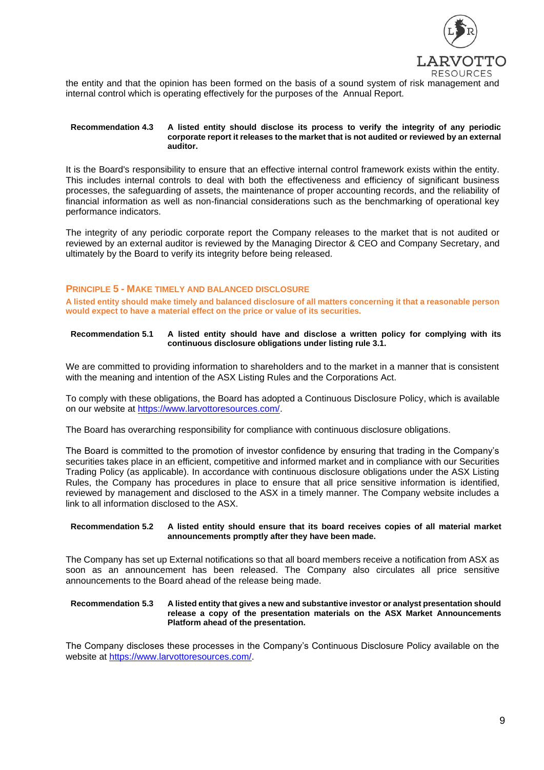the entity and that the opinion has been formed on the basis of a sound system of risk management and internal control which is operating effectively for the purposes of the Annual Report.

**Recommendation 4.3** **A listed entity should disclose its process to verify the integrity of any periodic corporate report it releases to the market that is not audited or reviewed by an external auditor.**

It is the Board's responsibility to ensure that an effective internal control framework exists within the entity. This includes internal controls to deal with both the effectiveness and efficiency of significant business processes, the safeguarding of assets, the maintenance of proper accounting records, and the reliability of financial information as well as non-financial considerations such as the benchmarking of operational key performance indicators.

The integrity of any periodic corporate report the Company releases to the market that is not audited or reviewed by an external auditor is reviewed by the Managing Director & CEO and Company Secretary, and ultimately by the Board to verify its integrity before being released.

## PRINCIPLE 5 - MAKE TIMELY AND BALANCED DISCLOSURE

**A listed entity should make timely and balanced disclosure of all matters concerning it that a reasonable person would expect to have a material effect on the price or value of its securities.**

**Recommendation 5.1** **A listed entity should have and disclose a written policy for complying with its continuous disclosure obligations under listing rule 3.1.**

We are committed to providing information to shareholders and to the market in a manner that is consistent with the meaning and intention of the ASX Listing Rules and the Corporations Act.

To comply with these obligations, the Board has adopted a Continuous Disclosure Policy, which is available on our website at https://www.larvottoresources.com/.

The Board has overarching responsibility for compliance with continuous disclosure obligations.

The Board is committed to the promotion of investor confidence by ensuring that trading in the Company's securities takes place in an efficient, competitive and informed market and in compliance with our Securities Trading Policy (as applicable). In accordance with continuous disclosure obligations under the ASX Listing Rules, the Company has procedures in place to ensure that all price sensitive information is identified, reviewed by management and disclosed to the ASX in a timely manner. The Company website includes a link to all information disclosed to the ASX.

**Recommendation 5.2** **A listed entity should ensure that its board receives copies of all material market announcements promptly after they have been made.**

The Company has set up External notifications so that all board members receive a notification from ASX as soon as an announcement has been released. The Company also circulates all price sensitive announcements to the Board ahead of the release being made.

**Recommendation 5.3** **A listed entity that gives a new and substantive investor or analyst presentation should release a copy of the presentation materials on the ASX Market Announcements Platform ahead of the presentation.**

The Company discloses these processes in the Company's Continuous Disclosure Policy available on the website at https://www.larvottoresources.com/.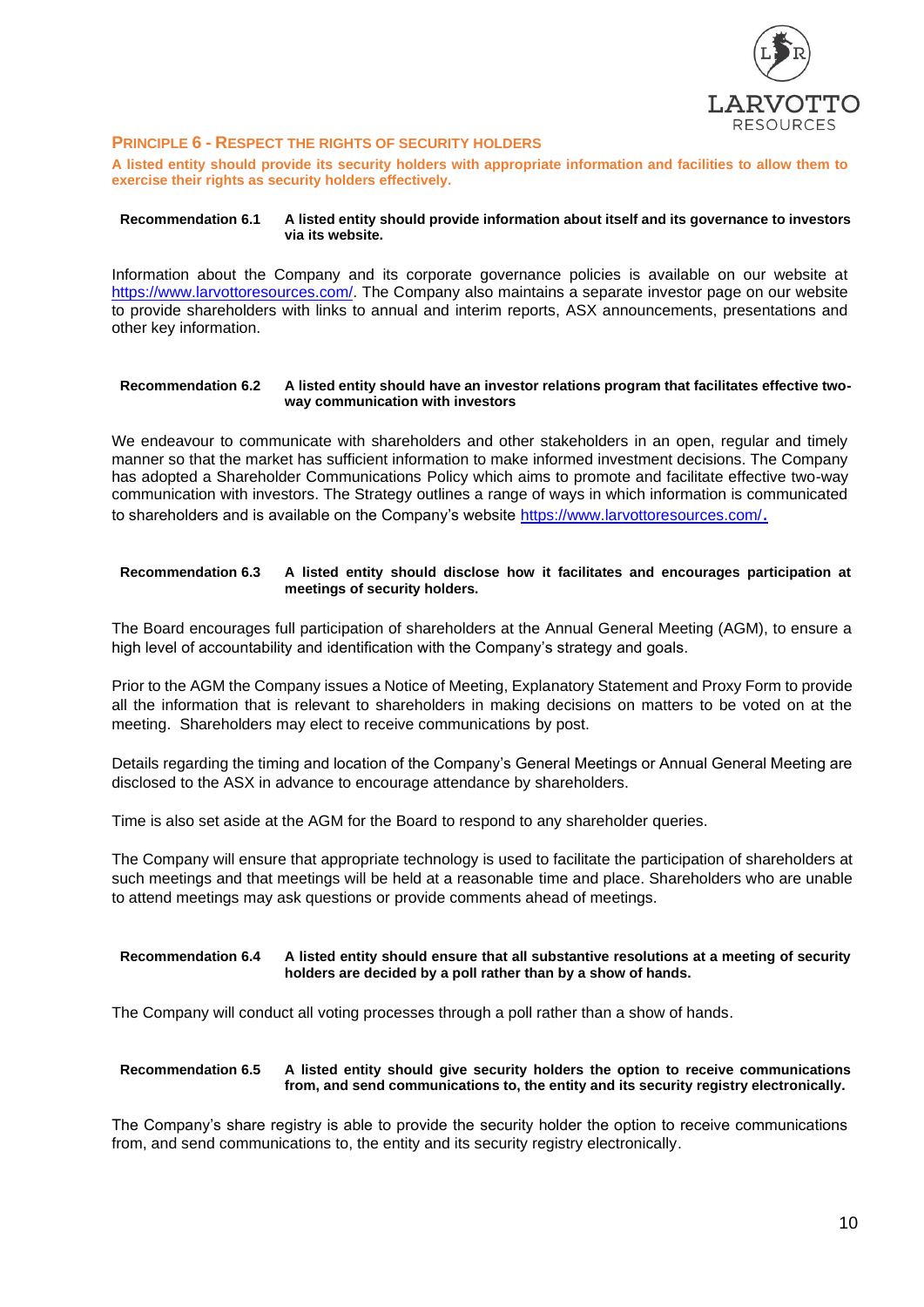## PRINCIPLE 6 - RESPECT THE RIGHTS OF SECURITY HOLDERS

**A listed entity should provide its security holders with appropriate information and facilities to allow them to exercise their rights as security holders effectively.**

**Recommendation 6.1 A listed entity should provide information about itself and its governance to investors via its website.**

Information about the Company and its corporate governance policies is available on our website at https://www.larvottoresources.com/. The Company also maintains a separate investor page on our website to provide shareholders with links to annual and interim reports, ASX announcements, presentations and other key information.

**Recommendation 6.2 A listed entity should have an investor relations program that facilitates effective two-way communication with investors**

We endeavour to communicate with shareholders and other stakeholders in an open, regular and timely manner so that the market has sufficient information to make informed investment decisions. The Company has adopted a Shareholder Communications Policy which aims to promote and facilitate effective two-way communication with investors. The Strategy outlines a range of ways in which information is communicated to shareholders and is available on the Company's website https://www.larvottoresources.com/.

**Recommendation 6.3 A listed entity should disclose how it facilitates and encourages participation at meetings of security holders.**

The Board encourages full participation of shareholders at the Annual General Meeting (AGM), to ensure a high level of accountability and identification with the Company's strategy and goals.

Prior to the AGM the Company issues a Notice of Meeting, Explanatory Statement and Proxy Form to provide all the information that is relevant to shareholders in making decisions on matters to be voted on at the meeting. Shareholders may elect to receive communications by post.

Details regarding the timing and location of the Company's General Meetings or Annual General Meeting are disclosed to the ASX in advance to encourage attendance by shareholders.

Time is also set aside at the AGM for the Board to respond to any shareholder queries.

The Company will ensure that appropriate technology is used to facilitate the participation of shareholders at such meetings and that meetings will be held at a reasonable time and place. Shareholders who are unable to attend meetings may ask questions or provide comments ahead of meetings.

**Recommendation 6.4 A listed entity should ensure that all substantive resolutions at a meeting of security holders are decided by a poll rather than by a show of hands.**

The Company will conduct all voting processes through a poll rather than a show of hands.

**Recommendation 6.5 A listed entity should give security holders the option to receive communications from, and send communications to, the entity and its security registry electronically.**

The Company's share registry is able to provide the security holder the option to receive communications from, and send communications to, the entity and its security registry electronically.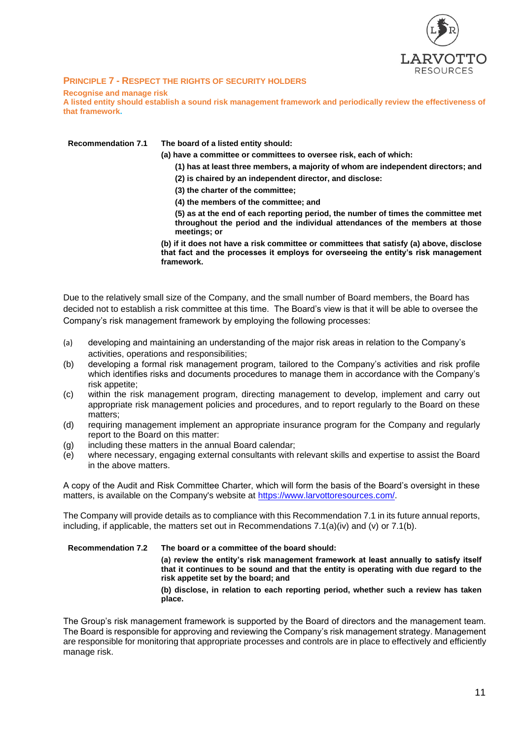## PRINCIPLE 7 - RESPECT THE RIGHTS OF SECURITY HOLDERS

**Recognise and manage risk**

**A listed entity should establish a sound risk management framework and periodically review the effectiveness of that framework.**

**Recommendation 7.1** **The board of a listed entity should:**

**(a) have a committee or committees to oversee risk, each of which:**

**(1) has at least three members, a majority of whom are independent directors; and**

**(2) is chaired by an independent director, and disclose:**

**(3) the charter of the committee;**

**(4) the members of the committee; and**

**(5) as at the end of each reporting period, the number of times the committee met throughout the period and the individual attendances of the members at those meetings; or**

**(b) if it does not have a risk committee or committees that satisfy (a) above, disclose that fact and the processes it employs for overseeing the entity's risk management framework.**

Due to the relatively small size of the Company, and the small number of Board members, the Board has decided not to establish a risk committee at this time. The Board's view is that it will be able to oversee the Company's risk management framework by employing the following processes:

(a) developing and maintaining an understanding of the major risk areas in relation to the Company's activities, operations and responsibilities;
(b) developing a formal risk management program, tailored to the Company's activities and risk profile which identifies risks and documents procedures to manage them in accordance with the Company's risk appetite;
(c) within the risk management program, directing management to develop, implement and carry out appropriate risk management policies and procedures, and to report regularly to the Board on these matters;
(d) requiring management implement an appropriate insurance program for the Company and regularly report to the Board on this matter:
(g) including these matters in the annual Board calendar;
(e) where necessary, engaging external consultants with relevant skills and expertise to assist the Board in the above matters.

A copy of the Audit and Risk Committee Charter, which will form the basis of the Board's oversight in these matters, is available on the Company's website at https://www.larvottoresources.com/.

The Company will provide details as to compliance with this Recommendation 7.1 in its future annual reports, including, if applicable, the matters set out in Recommendations 7.1(a)(iv) and (v) or 7.1(b).

**Recommendation 7.2** **The board or a committee of the board should:**

**(a) review the entity's risk management framework at least annually to satisfy itself that it continues to be sound and that the entity is operating with due regard to the risk appetite set by the board; and**

**(b) disclose, in relation to each reporting period, whether such a review has taken place.**

The Group's risk management framework is supported by the Board of directors and the management team. The Board is responsible for approving and reviewing the Company's risk management strategy. Management are responsible for monitoring that appropriate processes and controls are in place to effectively and efficiently manage risk.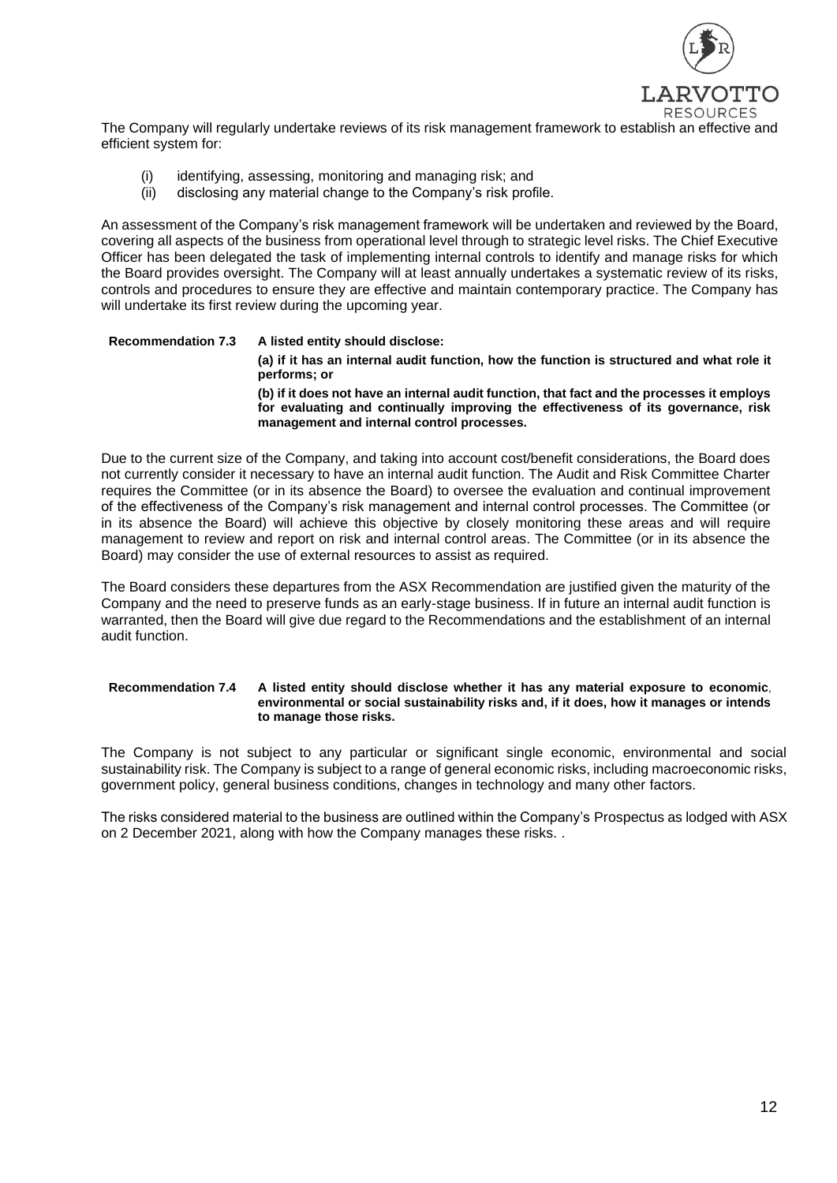The Company will regularly undertake reviews of its risk management framework to establish an effective and efficient system for:

(i) identifying, assessing, monitoring and managing risk; and
(ii) disclosing any material change to the Company's risk profile.

An assessment of the Company's risk management framework will be undertaken and reviewed by the Board, covering all aspects of the business from operational level through to strategic level risks. The Chief Executive Officer has been delegated the task of implementing internal controls to identify and manage risks for which the Board provides oversight. The Company will at least annually undertakes a systematic review of its risks, controls and procedures to ensure they are effective and maintain contemporary practice. The Company has will undertake its first review during the upcoming year.

**Recommendation 7.3 A listed entity should disclose:**

**(a) if it has an internal audit function, how the function is structured and what role it performs; or**

**(b) if it does not have an internal audit function, that fact and the processes it employs for evaluating and continually improving the effectiveness of its governance, risk management and internal control processes.**

Due to the current size of the Company, and taking into account cost/benefit considerations, the Board does not currently consider it necessary to have an internal audit function. The Audit and Risk Committee Charter requires the Committee (or in its absence the Board) to oversee the evaluation and continual improvement of the effectiveness of the Company's risk management and internal control processes. The Committee (or in its absence the Board) will achieve this objective by closely monitoring these areas and will require management to review and report on risk and internal control areas. The Committee (or in its absence the Board) may consider the use of external resources to assist as required.

The Board considers these departures from the ASX Recommendation are justified given the maturity of the Company and the need to preserve funds as an early-stage business. If in future an internal audit function is warranted, then the Board will give due regard to the Recommendations and the establishment of an internal audit function.

**Recommendation 7.4 A listed entity should disclose whether it has any material exposure to economic, environmental or social sustainability risks and, if it does, how it manages or intends to manage those risks.**

The Company is not subject to any particular or significant single economic, environmental and social sustainability risk. The Company is subject to a range of general economic risks, including macroeconomic risks, government policy, general business conditions, changes in technology and many other factors.

The risks considered material to the business are outlined within the Company's Prospectus as lodged with ASX on 2 December 2021, along with how the Company manages these risks. .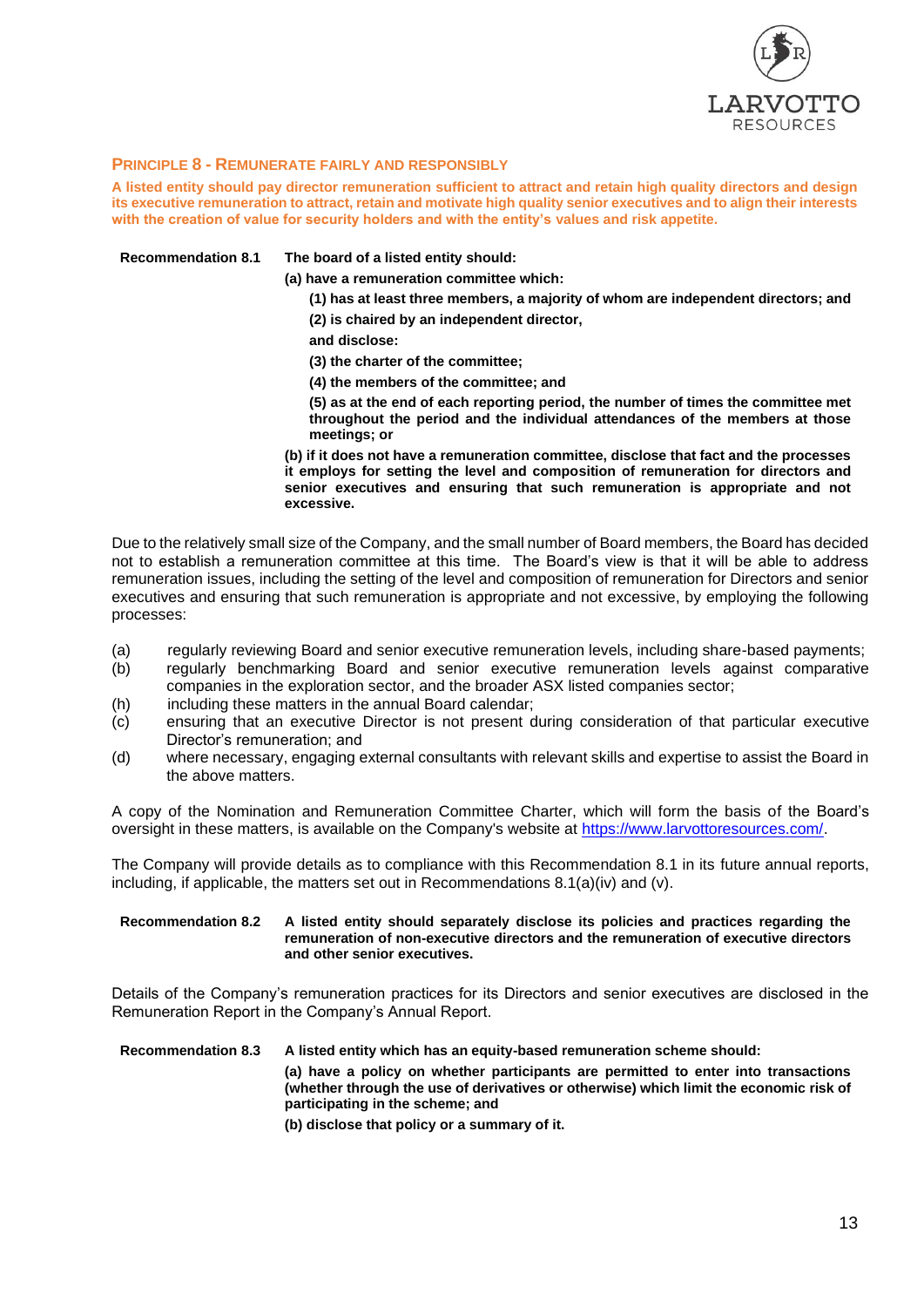## PRINCIPLE 8 - REMUNERATE FAIRLY AND RESPONSIBLY

**A listed entity should pay director remuneration sufficient to attract and retain high quality directors and design its executive remuneration to attract, retain and motivate high quality senior executives and to align their interests with the creation of value for security holders and with the entity's values and risk appetite.**

**Recommendation 8.1** **The board of a listed entity should:**

**(a) have a remuneration committee which:**

**(1) has at least three members, a majority of whom are independent directors; and**

**(2) is chaired by an independent director,**

**and disclose:**

**(3) the charter of the committee;**

**(4) the members of the committee; and**

**(5) as at the end of each reporting period, the number of times the committee met throughout the period and the individual attendances of the members at those meetings; or**

**(b) if it does not have a remuneration committee, disclose that fact and the processes it employs for setting the level and composition of remuneration for directors and senior executives and ensuring that such remuneration is appropriate and not excessive.**

Due to the relatively small size of the Company, and the small number of Board members, the Board has decided not to establish a remuneration committee at this time. The Board's view is that it will be able to address remuneration issues, including the setting of the level and composition of remuneration for Directors and senior executives and ensuring that such remuneration is appropriate and not excessive, by employing the following processes:

(a) regularly reviewing Board and senior executive remuneration levels, including share-based payments;

(b) regularly benchmarking Board and senior executive remuneration levels against comparative companies in the exploration sector, and the broader ASX listed companies sector;

(h) including these matters in the annual Board calendar;

(c) ensuring that an executive Director is not present during consideration of that particular executive Director's remuneration; and

(d) where necessary, engaging external consultants with relevant skills and expertise to assist the Board in the above matters.

A copy of the Nomination and Remuneration Committee Charter, which will form the basis of the Board's oversight in these matters, is available on the Company's website at https://www.larvottoresources.com/.

The Company will provide details as to compliance with this Recommendation 8.1 in its future annual reports, including, if applicable, the matters set out in Recommendations 8.1(a)(iv) and (v).

**Recommendation 8.2** **A listed entity should separately disclose its policies and practices regarding the remuneration of non-executive directors and the remuneration of executive directors and other senior executives.**

Details of the Company's remuneration practices for its Directors and senior executives are disclosed in the Remuneration Report in the Company's Annual Report.

**Recommendation 8.3** **A listed entity which has an equity-based remuneration scheme should:**

**(a) have a policy on whether participants are permitted to enter into transactions (whether through the use of derivatives or otherwise) which limit the economic risk of participating in the scheme; and**

**(b) disclose that policy or a summary of it.**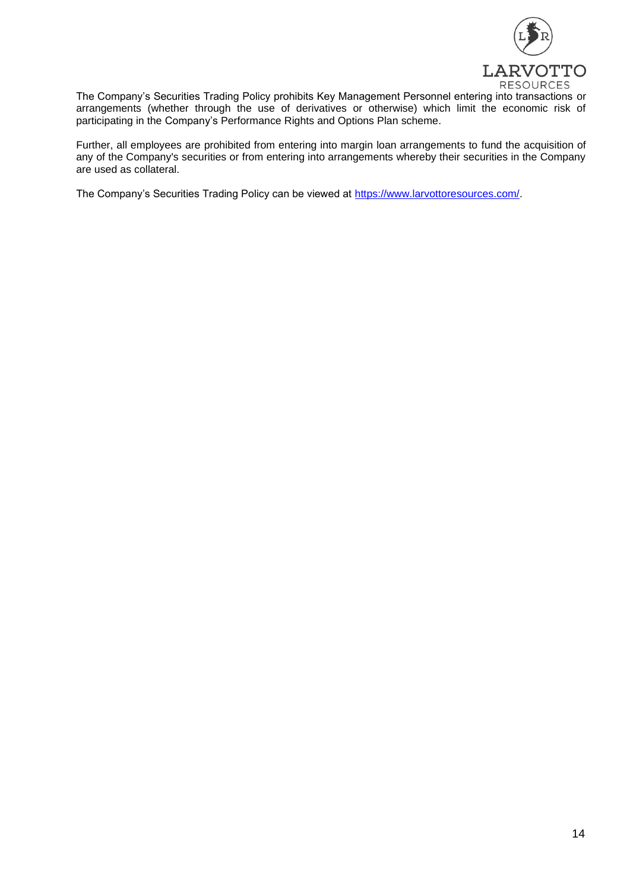The Company's Securities Trading Policy prohibits Key Management Personnel entering into transactions or arrangements (whether through the use of derivatives or otherwise) which limit the economic risk of participating in the Company's Performance Rights and Options Plan scheme.

Further, all employees are prohibited from entering into margin loan arrangements to fund the acquisition of any of the Company's securities or from entering into arrangements whereby their securities in the Company are used as collateral.

The Company's Securities Trading Policy can be viewed at [https://www.larvottoresources.com/](https://www.larvottoresources.com/).